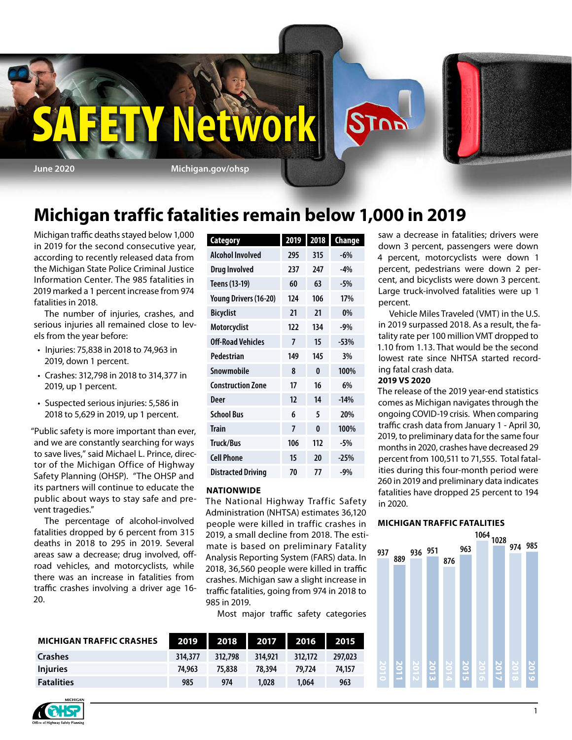# SAFETY Network

June 2020 Michigan.gov/ohsp

## Michigan traffic fatalities remain below 1,000 in 2019

Michigan traffic deaths stayed below 1,000 in 2019 for the second consecutive year, according to recently released data from the Michigan State Police Criminal Justice Information Center. The 985 fatalities in 2019 marked a 1 percent increase from 974 fatalities in 2018.

The number of injuries, crashes, and serious injuries all remained close to levels from the year before:

- Injuries: 75,838 in 2018 to 74,963 in 2019, down 1 percent.
- Crashes: 312,798 in 2018 to 314,377 in 2019, up 1 percent.
- Suspected serious injuries: 5,586 in 2018 to 5,629 in 2019, up 1 percent.

"Public safety is more important than ever, and we are constantly searching for ways to save lives," said Michael L. Prince, director of the Michigan Office of Highway Safety Planning (OHSP). "The OHSP and its partners will continue to educate the public about ways to stay safe and prevent tragedies."

The percentage of alcohol-involved fatalities dropped by 6 percent from 315 deaths in 2018 to 295 in 2019. Several areas saw a decrease; drug involved, off-road vehicles, and motorcyclists, while there was an increase in fatalities from traffic crashes involving a driver age 16-20.

| Category | 2019 | 2018 | Change |
|---|---|---|---|
| Alcohol Involved | 295 | 315 | -6% |
| Drug Involved | 237 | 247 | -4% |
| Teens (13-19) | 60 | 63 | -5% |
| Young Drivers (16-20) | 124 | 106 | 17% |
| Bicyclist | 21 | 21 | 0% |
| Motorcyclist | 122 | 134 | -9% |
| Off-Road Vehicles | 7 | 15 | -53% |
| Pedestrian | 149 | 145 | 3% |
| Snowmobile | 8 | 0 | 100% |
| Construction Zone | 17 | 16 | 6% |
| Deer | 12 | 14 | -14% |
| School Bus | 6 | 5 | 20% |
| Train | 7 | 0 | 100% |
| Truck/Bus | 106 | 112 | -5% |
| Cell Phone | 15 | 20 | -25% |
| Distracted Driving | 70 | 77 | -9% |

**NATIONWIDE**

The National Highway Traffic Safety Administration (NHTSA) estimates 36,120 people were killed in traffic crashes in 2019, a small decline from 2018. The estimate is based on preliminary Fatality Analysis Reporting System (FARS) data. In 2018, 36,560 people were killed in traffic crashes. Michigan saw a slight increase in traffic fatalities, going from 974 in 2018 to 985 in 2019.

Most major traffic safety categories saw a decrease in fatalities; drivers were down 3 percent, passengers were down 4 percent, motorcyclists were down 1 percent, pedestrians were down 2 percent, and bicyclists were down 3 percent. Large truck-involved fatalities were up 1 percent.

Vehicle Miles Traveled (VMT) in the U.S. in 2019 surpassed 2018. As a result, the fatality rate per 100 million VMT dropped to 1.10 from 1.13. That would be the second lowest rate since NHTSA started recording fatal crash data.

**2019 VS 2020**

The release of the 2019 year-end statistics comes as Michigan navigates through the ongoing COVID-19 crisis. When comparing traffic crash data from January 1 - April 30, 2019, to preliminary data for the same four months in 2020, crashes have decreased 29 percent from 100,511 to 71,555. Total fatalities during this four-month period were 260 in 2019 and preliminary data indicates fatalities have dropped 25 percent to 194 in 2020.

**MICHIGAN TRAFFIC FATALITIES**

| Year | 2010 | 2011 | 2012 | 2013 | 2014 | 2015 | 2016 | 2017 | 2018 | 2019 |
|---|---|---|---|---|---|---|---|---|---|---|
| Fatalities | 937 | 889 | 936 | 951 | 876 | 963 | 1064 | 1028 | 974 | 985 |

| MICHIGAN TRAFFIC CRASHES | 2019 | 2018 | 2017 | 2016 | 2015 |
|---|---|---|---|---|---|
| Crashes | 314,377 | 312,798 | 314,921 | 312,172 | 297,023 |
| Injuries | 74,963 | 75,838 | 78,394 | 79,724 | 74,157 |
| Fatalities | 985 | 974 | 1,028 | 1,064 | 963 |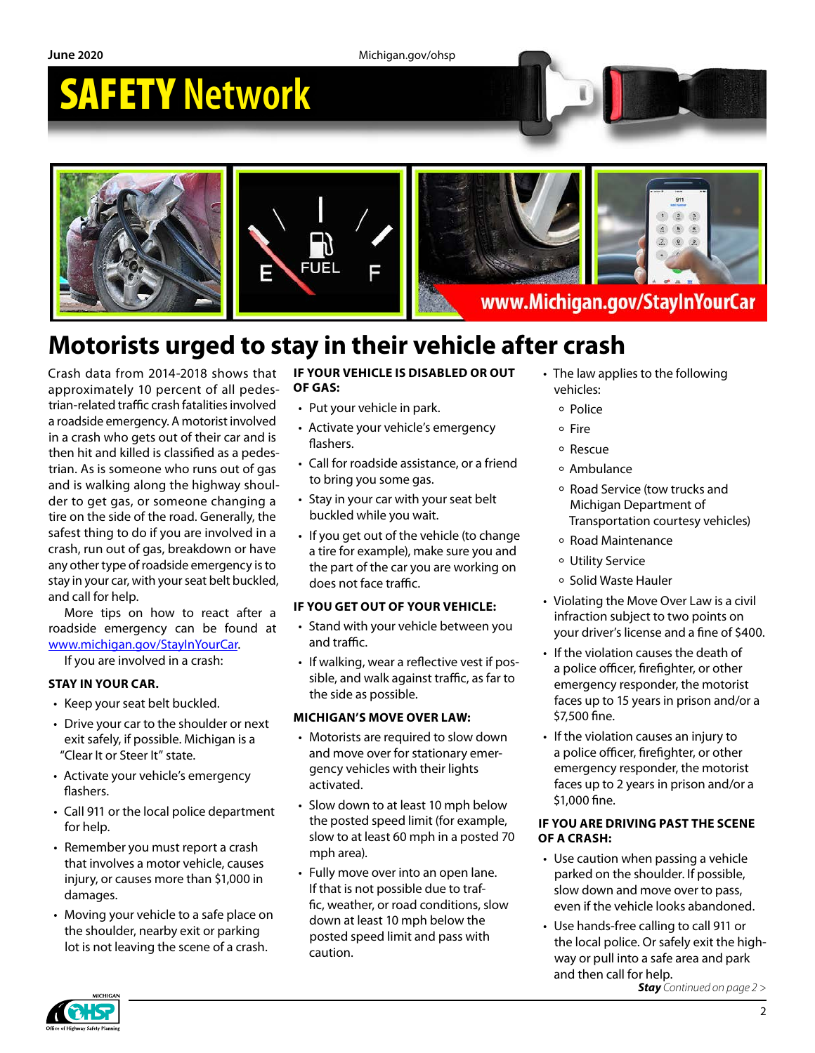# SAFETY Network

June 2020

Michigan.gov/ohsp

www.Michigan.gov/StayInYourCar

## Motorists urged to stay in their vehicle after crash

Crash data from 2014-2018 shows that approximately 10 percent of all pedestrian-related traffic crash fatalities involved a roadside emergency. A motorist involved in a crash who gets out of their car and is then hit and killed is classified as a pedestrian. As is someone who runs out of gas and is walking along the highway shoulder to get gas, or someone changing a tire on the side of the road. Generally, the safest thing to do if you are involved in a crash, run out of gas, breakdown or have any other type of roadside emergency is to stay in your car, with your seat belt buckled, and call for help.

More tips on how to react after a roadside emergency can be found at www.michigan.gov/StayInYourCar.

If you are involved in a crash:

**STAY IN YOUR CAR.**

- Keep your seat belt buckled.
- Drive your car to the shoulder or next exit safely, if possible. Michigan is a "Clear It or Steer It" state.
- Activate your vehicle's emergency flashers.
- Call 911 or the local police department for help.
- Remember you must report a crash that involves a motor vehicle, causes injury, or causes more than $1,000 in damages.
- Moving your vehicle to a safe place on the shoulder, nearby exit or parking lot is not leaving the scene of a crash.

**IF YOUR VEHICLE IS DISABLED OR OUT OF GAS:**

- Put your vehicle in park.
- Activate your vehicle's emergency flashers.
- Call for roadside assistance, or a friend to bring you some gas.
- Stay in your car with your seat belt buckled while you wait.
- If you get out of the vehicle (to change a tire for example), make sure you and the part of the car you are working on does not face traffic.

**IF YOU GET OUT OF YOUR VEHICLE:**

- Stand with your vehicle between you and traffic.
- If walking, wear a reflective vest if possible, and walk against traffic, as far to the side as possible.

**MICHIGAN'S MOVE OVER LAW:**

- Motorists are required to slow down and move over for stationary emergency vehicles with their lights activated.
- Slow down to at least 10 mph below the posted speed limit (for example, slow to at least 60 mph in a posted 70 mph area).
- Fully move over into an open lane. If that is not possible due to traffic, weather, or road conditions, slow down at least 10 mph below the posted speed limit and pass with caution.
- The law applies to the following vehicles:
  - Police
  - Fire
  - Rescue
  - Ambulance
  - Road Service (tow trucks and Michigan Department of Transportation courtesy vehicles)
  - Road Maintenance
  - Utility Service
  - Solid Waste Hauler
- Violating the Move Over Law is a civil infraction subject to two points on your driver's license and a fine of $400.
- If the violation causes the death of a police officer, firefighter, or other emergency responder, the motorist faces up to 15 years in prison and/or a $7,500 fine.
- If the violation causes an injury to a police officer, firefighter, or other emergency responder, the motorist faces up to 2 years in prison and/or a $1,000 fine.

**IF YOU ARE DRIVING PAST THE SCENE OF A CRASH:**

- Use caution when passing a vehicle parked on the shoulder. If possible, slow down and move over to pass, even if the vehicle looks abandoned.
- Use hands-free calling to call 911 or the local police. Or safely exit the highway or pull into a safe area and park and then call for help.

***Stay*** *Continued on page 2 >*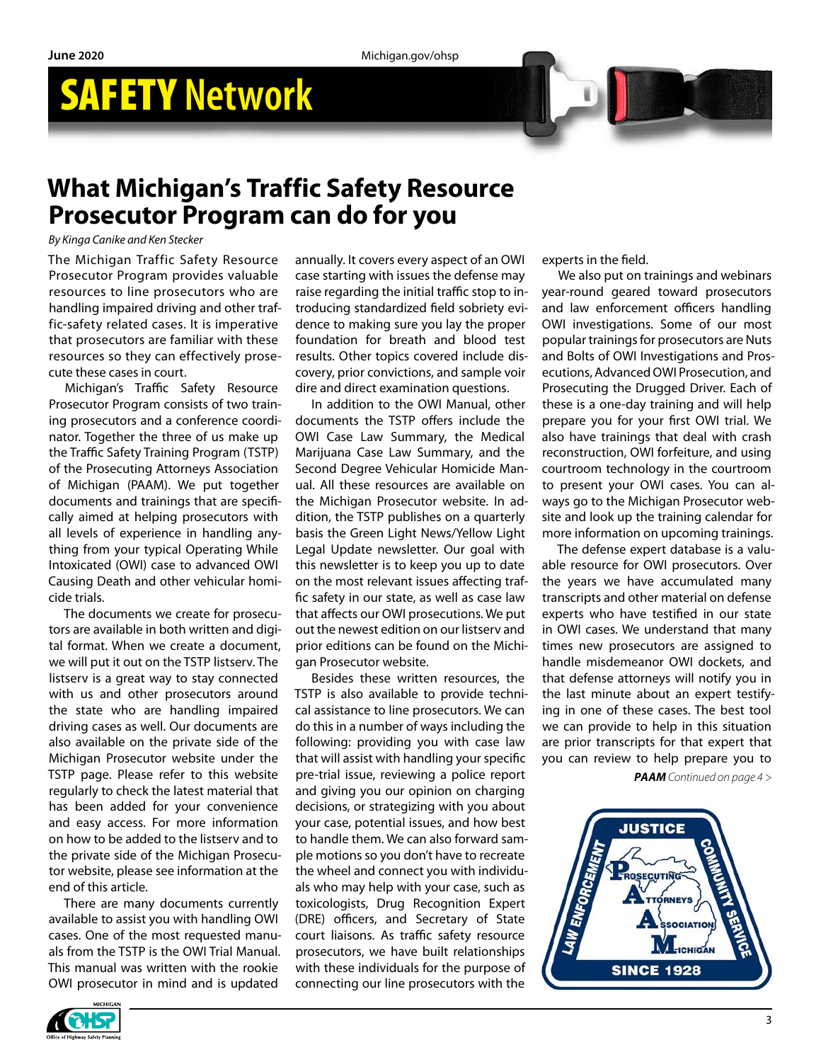# What Michigan's Traffic Safety Resource Prosecutor Program can do for you

*By Kinga Canike and Ken Stecker*

The Michigan Traffic Safety Resource Prosecutor Program provides valuable resources to line prosecutors who are handling impaired driving and other traffic-safety related cases. It is imperative that prosecutors are familiar with these resources so they can effectively prosecute these cases in court.

Michigan's Traffic Safety Resource Prosecutor Program consists of two training prosecutors and a conference coordinator. Together the three of us make up the Traffic Safety Training Program (TSTP) of the Prosecuting Attorneys Association of Michigan (PAAM). We put together documents and trainings that are specifically aimed at helping prosecutors with all levels of experience in handling anything from your typical Operating While Intoxicated (OWI) case to advanced OWI Causing Death and other vehicular homicide trials.

The documents we create for prosecutors are available in both written and digital format. When we create a document, we will put it out on the TSTP listserv. The listserv is a great way to stay connected with us and other prosecutors around the state who are handling impaired driving cases as well. Our documents are also available on the private side of the Michigan Prosecutor website under the TSTP page. Please refer to this website regularly to check the latest material that has been added for your convenience and easy access. For more information on how to be added to the listserv and to the private side of the Michigan Prosecutor website, please see information at the end of this article.

There are many documents currently available to assist you with handling OWI cases. One of the most requested manuals from the TSTP is the OWI Trial Manual. This manual was written with the rookie OWI prosecutor in mind and is updated annually. It covers every aspect of an OWI case starting with issues the defense may raise regarding the initial traffic stop to introducing standardized field sobriety evidence to making sure you lay the proper foundation for breath and blood test results. Other topics covered include discovery, prior convictions, and sample voir dire and direct examination questions.

In addition to the OWI Manual, other documents the TSTP offers include the OWI Case Law Summary, the Medical Marijuana Case Law Summary, and the Second Degree Vehicular Homicide Manual. All these resources are available on the Michigan Prosecutor website. In addition, the TSTP publishes on a quarterly basis the Green Light News/Yellow Light Legal Update newsletter. Our goal with this newsletter is to keep you up to date on the most relevant issues affecting traffic safety in our state, as well as case law that affects our OWI prosecutions. We put out the newest edition on our listserv and prior editions can be found on the Michigan Prosecutor website.

Besides these written resources, the TSTP is also available to provide technical assistance to line prosecutors. We can do this in a number of ways including the following: providing you with case law that will assist with handling your specific pre-trial issue, reviewing a police report and giving you our opinion on charging decisions, or strategizing with you about your case, potential issues, and how best to handle them. We can also forward sample motions so you don't have to recreate the wheel and connect you with individuals who may help with your case, such as toxicologists, Drug Recognition Expert (DRE) officers, and Secretary of State court liaisons. As traffic safety resource prosecutors, we have built relationships with these individuals for the purpose of connecting our line prosecutors with the experts in the field.

We also put on trainings and webinars year-round geared toward prosecutors and law enforcement officers handling OWI investigations. Some of our most popular trainings for prosecutors are Nuts and Bolts of OWI Investigations and Prosecutions, Advanced OWI Prosecution, and Prosecuting the Drugged Driver. Each of these is a one-day training and will help prepare you for your first OWI trial. We also have trainings that deal with crash reconstruction, OWI forfeiture, and using courtroom technology in the courtroom to present your OWI cases. You can always go to the Michigan Prosecutor website and look up the training calendar for more information on upcoming trainings.

The defense expert database is a valuable resource for OWI prosecutors. Over the years we have accumulated many transcripts and other material on defense experts who have testified in our state in OWI cases. We understand that many times new prosecutors are assigned to handle misdemeanor OWI dockets, and that defense attorneys will notify you in the last minute about an expert testifying in one of these cases. The best tool we can provide to help in this situation are prior transcripts for that expert that you can review to help prepare you to

***PAAM*** *Continued on page 4 >*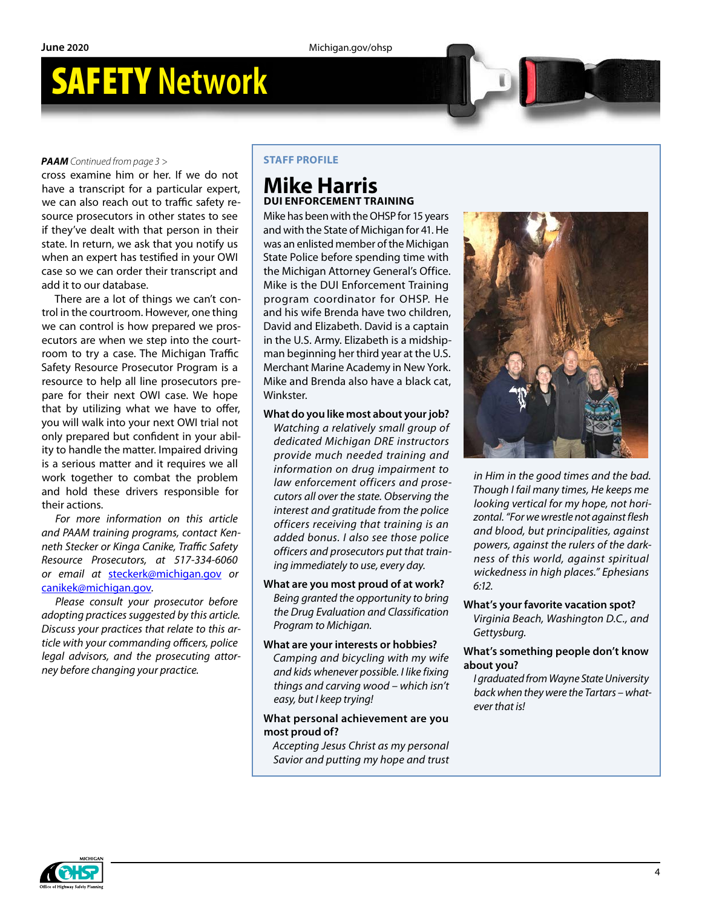*PAAM Continued from page 3 >*

cross examine him or her. If we do not have a transcript for a particular expert, we can also reach out to traffic safety resource prosecutors in other states to see if they've dealt with that person in their state. In return, we ask that you notify us when an expert has testified in your OWI case so we can order their transcript and add it to our database.

There are a lot of things we can't control in the courtroom. However, one thing we can control is how prepared we prosecutors are when we step into the courtroom to try a case. The Michigan Traffic Safety Resource Prosecutor Program is a resource to help all line prosecutors prepare for their next OWI case. We hope that by utilizing what we have to offer, you will walk into your next OWI trial not only prepared but confident in your ability to handle the matter. Impaired driving is a serious matter and it requires we all work together to combat the problem and hold these drivers responsible for their actions.

*For more information on this article and PAAM training programs, contact Kenneth Stecker or Kinga Canike, Traffic Safety Resource Prosecutors, at 517-334-6060 or email at steckerk@michigan.gov or canikek@michigan.gov.*

*Please consult your prosecutor before adopting practices suggested by this article. Discuss your practices that relate to this article with your commanding officers, police legal advisors, and the prosecuting attorney before changing your practice.*

**STAFF PROFILE**

## Mike Harris

**DUI ENFORCEMENT TRAINING**

Mike has been with the OHSP for 15 years and with the State of Michigan for 41. He was an enlisted member of the Michigan State Police before spending time with the Michigan Attorney General's Office. Mike is the DUI Enforcement Training program coordinator for OHSP. He and his wife Brenda have two children, David and Elizabeth. David is a captain in the U.S. Army. Elizabeth is a midshipman beginning her third year at the U.S. Merchant Marine Academy in New York. Mike and Brenda also have a black cat, Winkster.

**What do you like most about your job?**

*Watching a relatively small group of dedicated Michigan DRE instructors provide much needed training and information on drug impairment to law enforcement officers and prosecutors all over the state. Observing the interest and gratitude from the police officers receiving that training is an added bonus. I also see those police officers and prosecutors put that training immediately to use, every day.*

**What are you most proud of at work?**

*Being granted the opportunity to bring the Drug Evaluation and Classification Program to Michigan.*

**What are your interests or hobbies?**

*Camping and bicycling with my wife and kids whenever possible. I like fixing things and carving wood – which isn't easy, but I keep trying!*

**What personal achievement are you most proud of?**

*Accepting Jesus Christ as my personal Savior and putting my hope and trust in Him in the good times and the bad. Though I fail many times, He keeps me looking vertical for my hope, not horizontal. "For we wrestle not against flesh and blood, but principalities, against powers, against the rulers of the darkness of this world, against spiritual wickedness in high places." Ephesians 6:12.*

**What's your favorite vacation spot?**

*Virginia Beach, Washington D.C., and Gettysburg.*

**What's something people don't know about you?**

*I graduated from Wayne State University back when they were the Tartars – whatever that is!*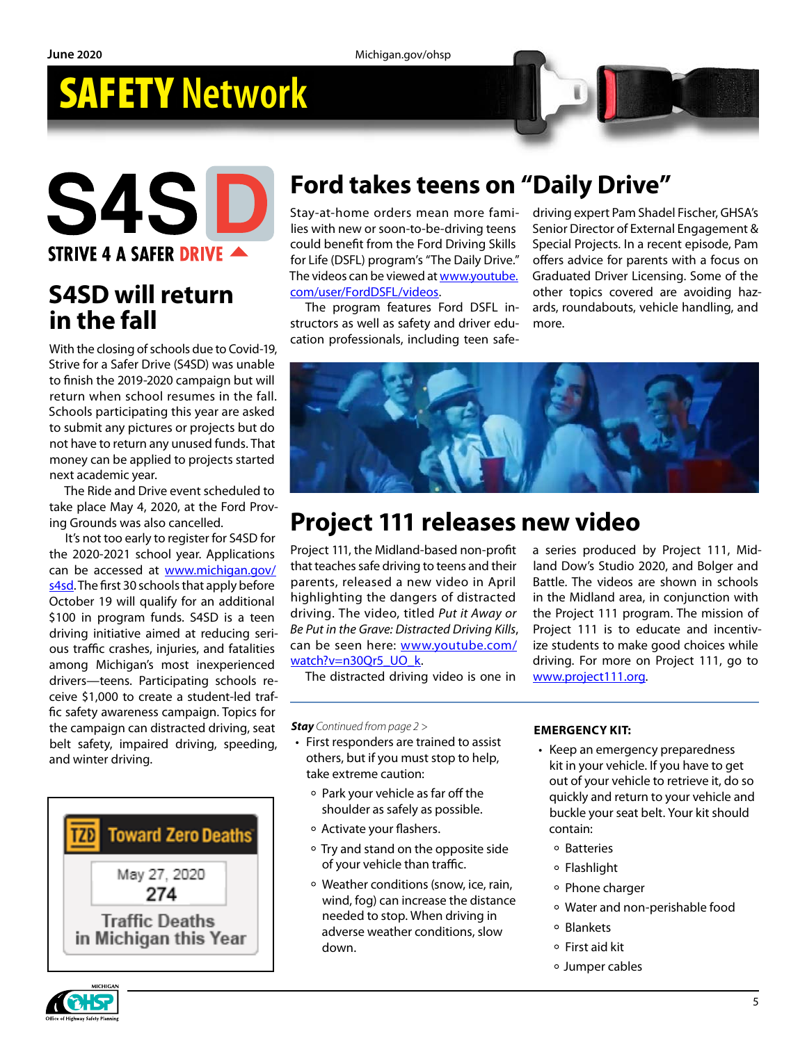# SAFETY Network

S4SD
STRIVE 4 A SAFER DRIVE

## S4SD will return in the fall

With the closing of schools due to Covid-19, Strive for a Safer Drive (S4SD) was unable to finish the 2019-2020 campaign but will return when school resumes in the fall. Schools participating this year are asked to submit any pictures or projects but do not have to return any unused funds. That money can be applied to projects started next academic year.

The Ride and Drive event scheduled to take place May 4, 2020, at the Ford Proving Grounds was also cancelled.

It's not too early to register for S4SD for the 2020-2021 school year. Applications can be accessed at www.michigan.gov/s4sd. The first 30 schools that apply before October 19 will qualify for an additional $100 in program funds. S4SD is a teen driving initiative aimed at reducing serious traffic crashes, injuries, and fatalities among Michigan's most inexperienced drivers—teens. Participating schools receive $1,000 to create a student-led traffic safety awareness campaign. Topics for the campaign can distracted driving, seat belt safety, impaired driving, speeding, and winter driving.

**TZD Toward Zero Deaths**

May 27, 2020
**274**
Traffic Deaths in Michigan this Year

## Ford takes teens on "Daily Drive"

Stay-at-home orders mean more families with new or soon-to-be-driving teens could benefit from the Ford Driving Skills for Life (DSFL) program's "The Daily Drive." The videos can be viewed at www.youtube.com/user/FordDSFL/videos.

The program features Ford DSFL instructors as well as safety and driver education professionals, including teen safe-driving expert Pam Shadel Fischer, GHSA's Senior Director of External Engagement & Special Projects. In a recent episode, Pam offers advice for parents with a focus on Graduated Driver Licensing. Some of the other topics covered are avoiding hazards, roundabouts, vehicle handling, and more.

## Project 111 releases new video

Project 111, the Midland-based non-profit that teaches safe driving to teens and their parents, released a new video in April highlighting the dangers of distracted driving. The video, titled *Put it Away or Be Put in the Grave: Distracted Driving Kills*, can be seen here: www.youtube.com/watch?v=n30Qr5_UO_k.

The distracted driving video is one in a series produced by Project 111, Midland Dow's Studio 2020, and Bolger and Battle. The videos are shown in schools in the Midland area, in conjunction with the Project 111 program. The mission of Project 111 is to educate and incentivize students to make good choices while driving. For more on Project 111, go to www.project111.org.

***Stay*** *Continued from page 2 >*

- First responders are trained to assist others, but if you must stop to help, take extreme caution:
  - Park your vehicle as far off the shoulder as safely as possible.
  - Activate your flashers.
  - Try and stand on the opposite side of your vehicle than traffic.
  - Weather conditions (snow, ice, rain, wind, fog) can increase the distance needed to stop. When driving in adverse weather conditions, slow down.

**EMERGENCY KIT:**

- Keep an emergency preparedness kit in your vehicle. If you have to get out of your vehicle to retrieve it, do so quickly and return to your vehicle and buckle your seat belt. Your kit should contain:
  - Batteries
  - Flashlight
  - Phone charger
  - Water and non-perishable food
  - Blankets
  - First aid kit
  - Jumper cables